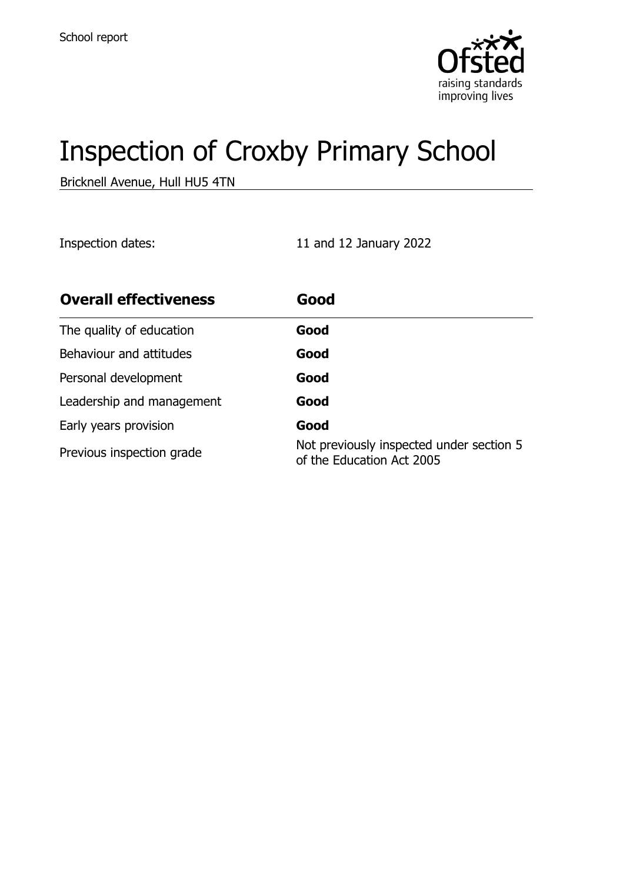School report

# Inspection of Croxby Primary School

Bricknell Avenue, Hull HU5 4TN

Inspection dates: 11 and 12 January 2022

| **Overall effectiveness** | **Good** |
| --- | --- |
| The quality of education | **Good** |
| Behaviour and attitudes | **Good** |
| Personal development | **Good** |
| Leadership and management | **Good** |
| Early years provision | **Good** |
| Previous inspection grade | Not previously inspected under section 5 of the Education Act 2005 |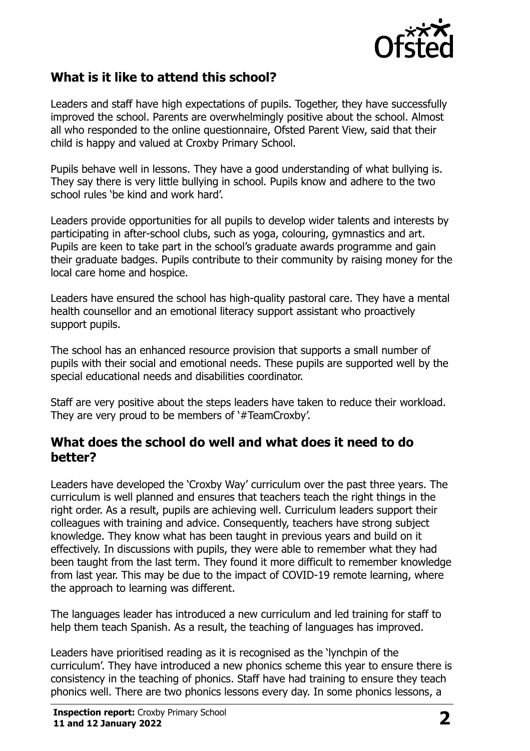## What is it like to attend this school?

Leaders and staff have high expectations of pupils. Together, they have successfully improved the school. Parents are overwhelmingly positive about the school. Almost all who responded to the online questionnaire, Ofsted Parent View, said that their child is happy and valued at Croxby Primary School.

Pupils behave well in lessons. They have a good understanding of what bullying is. They say there is very little bullying in school. Pupils know and adhere to the two school rules 'be kind and work hard'.

Leaders provide opportunities for all pupils to develop wider talents and interests by participating in after-school clubs, such as yoga, colouring, gymnastics and art. Pupils are keen to take part in the school's graduate awards programme and gain their graduate badges. Pupils contribute to their community by raising money for the local care home and hospice.

Leaders have ensured the school has high-quality pastoral care. They have a mental health counsellor and an emotional literacy support assistant who proactively support pupils.

The school has an enhanced resource provision that supports a small number of pupils with their social and emotional needs. These pupils are supported well by the special educational needs and disabilities coordinator.

Staff are very positive about the steps leaders have taken to reduce their workload. They are very proud to be members of '#TeamCroxby'.

## What does the school do well and what does it need to do better?

Leaders have developed the 'Croxby Way' curriculum over the past three years. The curriculum is well planned and ensures that teachers teach the right things in the right order. As a result, pupils are achieving well. Curriculum leaders support their colleagues with training and advice. Consequently, teachers have strong subject knowledge. They know what has been taught in previous years and build on it effectively. In discussions with pupils, they were able to remember what they had been taught from the last term. They found it more difficult to remember knowledge from last year. This may be due to the impact of COVID-19 remote learning, where the approach to learning was different.

The languages leader has introduced a new curriculum and led training for staff to help them teach Spanish. As a result, the teaching of languages has improved.

Leaders have prioritised reading as it is recognised as the 'lynchpin of the curriculum'. They have introduced a new phonics scheme this year to ensure there is consistency in the teaching of phonics. Staff have had training to ensure they teach phonics well. There are two phonics lessons every day. In some phonics lessons, a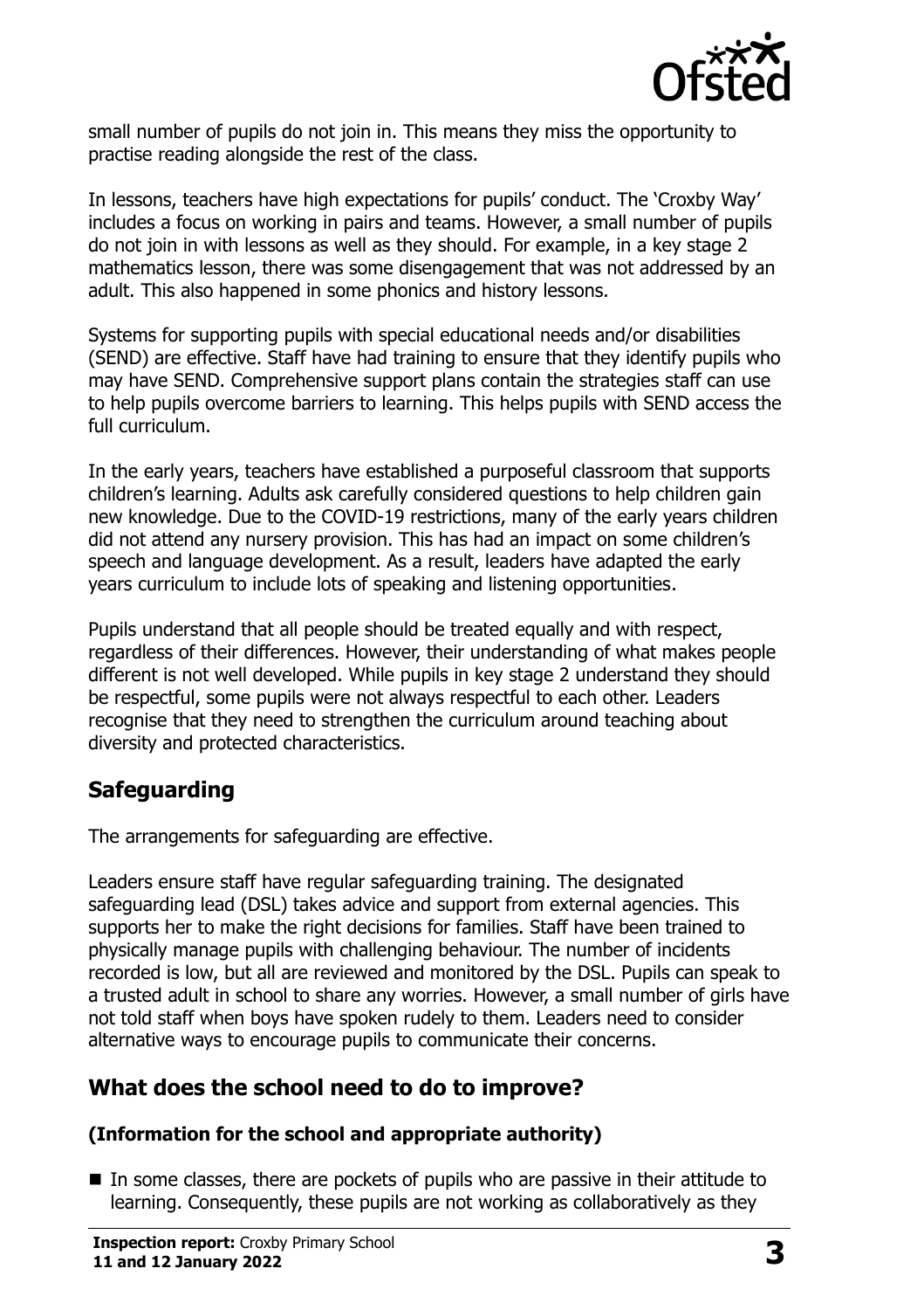small number of pupils do not join in. This means they miss the opportunity to practise reading alongside the rest of the class.

In lessons, teachers have high expectations for pupils' conduct. The 'Croxby Way' includes a focus on working in pairs and teams. However, a small number of pupils do not join in with lessons as well as they should. For example, in a key stage 2 mathematics lesson, there was some disengagement that was not addressed by an adult. This also happened in some phonics and history lessons.

Systems for supporting pupils with special educational needs and/or disabilities (SEND) are effective. Staff have had training to ensure that they identify pupils who may have SEND. Comprehensive support plans contain the strategies staff can use to help pupils overcome barriers to learning. This helps pupils with SEND access the full curriculum.

In the early years, teachers have established a purposeful classroom that supports children's learning. Adults ask carefully considered questions to help children gain new knowledge. Due to the COVID-19 restrictions, many of the early years children did not attend any nursery provision. This has had an impact on some children's speech and language development. As a result, leaders have adapted the early years curriculum to include lots of speaking and listening opportunities.

Pupils understand that all people should be treated equally and with respect, regardless of their differences. However, their understanding of what makes people different is not well developed. While pupils in key stage 2 understand they should be respectful, some pupils were not always respectful to each other. Leaders recognise that they need to strengthen the curriculum around teaching about diversity and protected characteristics.

## Safeguarding

The arrangements for safeguarding are effective.

Leaders ensure staff have regular safeguarding training. The designated safeguarding lead (DSL) takes advice and support from external agencies. This supports her to make the right decisions for families. Staff have been trained to physically manage pupils with challenging behaviour. The number of incidents recorded is low, but all are reviewed and monitored by the DSL. Pupils can speak to a trusted adult in school to share any worries. However, a small number of girls have not told staff when boys have spoken rudely to them. Leaders need to consider alternative ways to encourage pupils to communicate their concerns.

## What does the school need to do to improve?

### (Information for the school and appropriate authority)

- In some classes, there are pockets of pupils who are passive in their attitude to learning. Consequently, these pupils are not working as collaboratively as they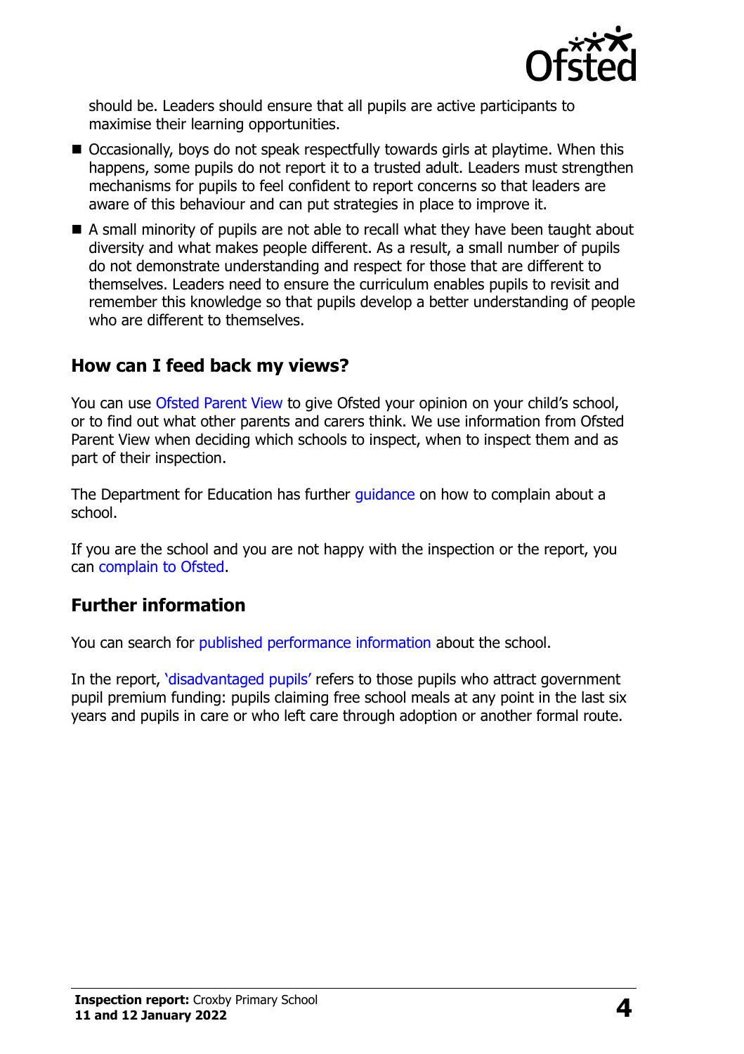should be. Leaders should ensure that all pupils are active participants to maximise their learning opportunities.

- Occasionally, boys do not speak respectfully towards girls at playtime. When this happens, some pupils do not report it to a trusted adult. Leaders must strengthen mechanisms for pupils to feel confident to report concerns so that leaders are aware of this behaviour and can put strategies in place to improve it.
- A small minority of pupils are not able to recall what they have been taught about diversity and what makes people different. As a result, a small number of pupils do not demonstrate understanding and respect for those that are different to themselves. Leaders need to ensure the curriculum enables pupils to revisit and remember this knowledge so that pupils develop a better understanding of people who are different to themselves.

## How can I feed back my views?

You can use Ofsted Parent View to give Ofsted your opinion on your child's school, or to find out what other parents and carers think. We use information from Ofsted Parent View when deciding which schools to inspect, when to inspect them and as part of their inspection.

The Department for Education has further guidance on how to complain about a school.

If you are the school and you are not happy with the inspection or the report, you can complain to Ofsted.

## Further information

You can search for published performance information about the school.

In the report, 'disadvantaged pupils' refers to those pupils who attract government pupil premium funding: pupils claiming free school meals at any point in the last six years and pupils in care or who left care through adoption or another formal route.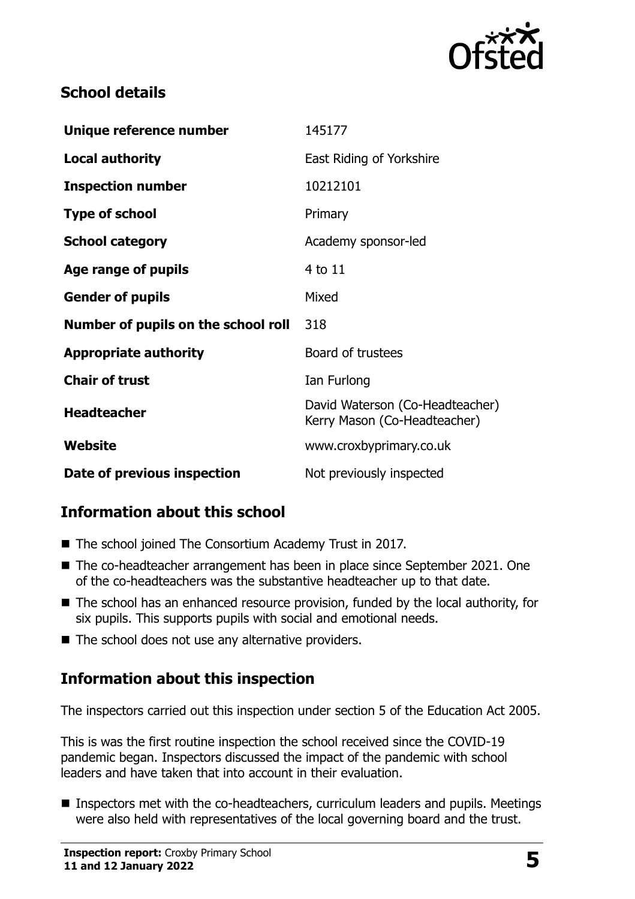## School details

| | |
|---|---|
| **Unique reference number** | 145177 |
| **Local authority** | East Riding of Yorkshire |
| **Inspection number** | 10212101 |
| **Type of school** | Primary |
| **School category** | Academy sponsor-led |
| **Age range of pupils** | 4 to 11 |
| **Gender of pupils** | Mixed |
| **Number of pupils on the school roll** | 318 |
| **Appropriate authority** | Board of trustees |
| **Chair of trust** | Ian Furlong |
| **Headteacher** | David Waterson (Co-Headteacher) Kerry Mason (Co-Headteacher) |
| **Website** | www.croxbyprimary.co.uk |
| **Date of previous inspection** | Not previously inspected |

## Information about this school

- The school joined The Consortium Academy Trust in 2017.
- The co-headteacher arrangement has been in place since September 2021. One of the co-headteachers was the substantive headteacher up to that date.
- The school has an enhanced resource provision, funded by the local authority, for six pupils. This supports pupils with social and emotional needs.
- The school does not use any alternative providers.

## Information about this inspection

The inspectors carried out this inspection under section 5 of the Education Act 2005.

This is was the first routine inspection the school received since the COVID-19 pandemic began. Inspectors discussed the impact of the pandemic with school leaders and have taken that into account in their evaluation.

- Inspectors met with the co-headteachers, curriculum leaders and pupils. Meetings were also held with representatives of the local governing board and the trust.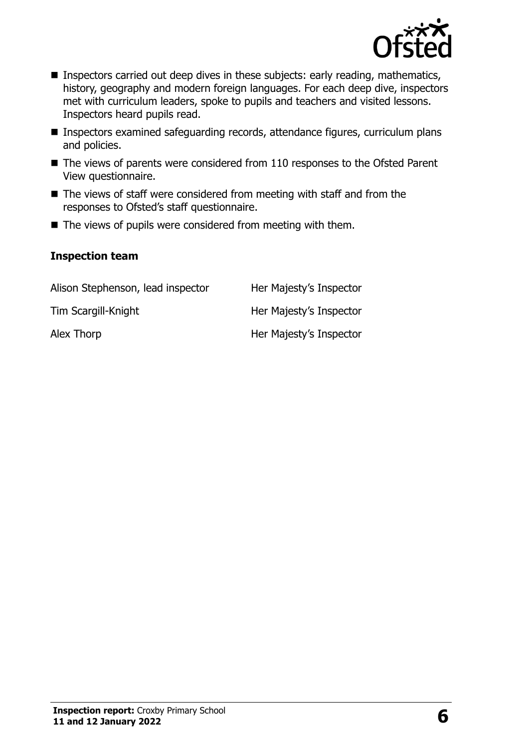- Inspectors carried out deep dives in these subjects: early reading, mathematics, history, geography and modern foreign languages. For each deep dive, inspectors met with curriculum leaders, spoke to pupils and teachers and visited lessons. Inspectors heard pupils read.
- Inspectors examined safeguarding records, attendance figures, curriculum plans and policies.
- The views of parents were considered from 110 responses to the Ofsted Parent View questionnaire.
- The views of staff were considered from meeting with staff and from the responses to Ofsted's staff questionnaire.
- The views of pupils were considered from meeting with them.

### Inspection team

| | |
|---|---|
| Alison Stephenson, lead inspector | Her Majesty's Inspector |
| Tim Scargill-Knight | Her Majesty's Inspector |
| Alex Thorp | Her Majesty's Inspector |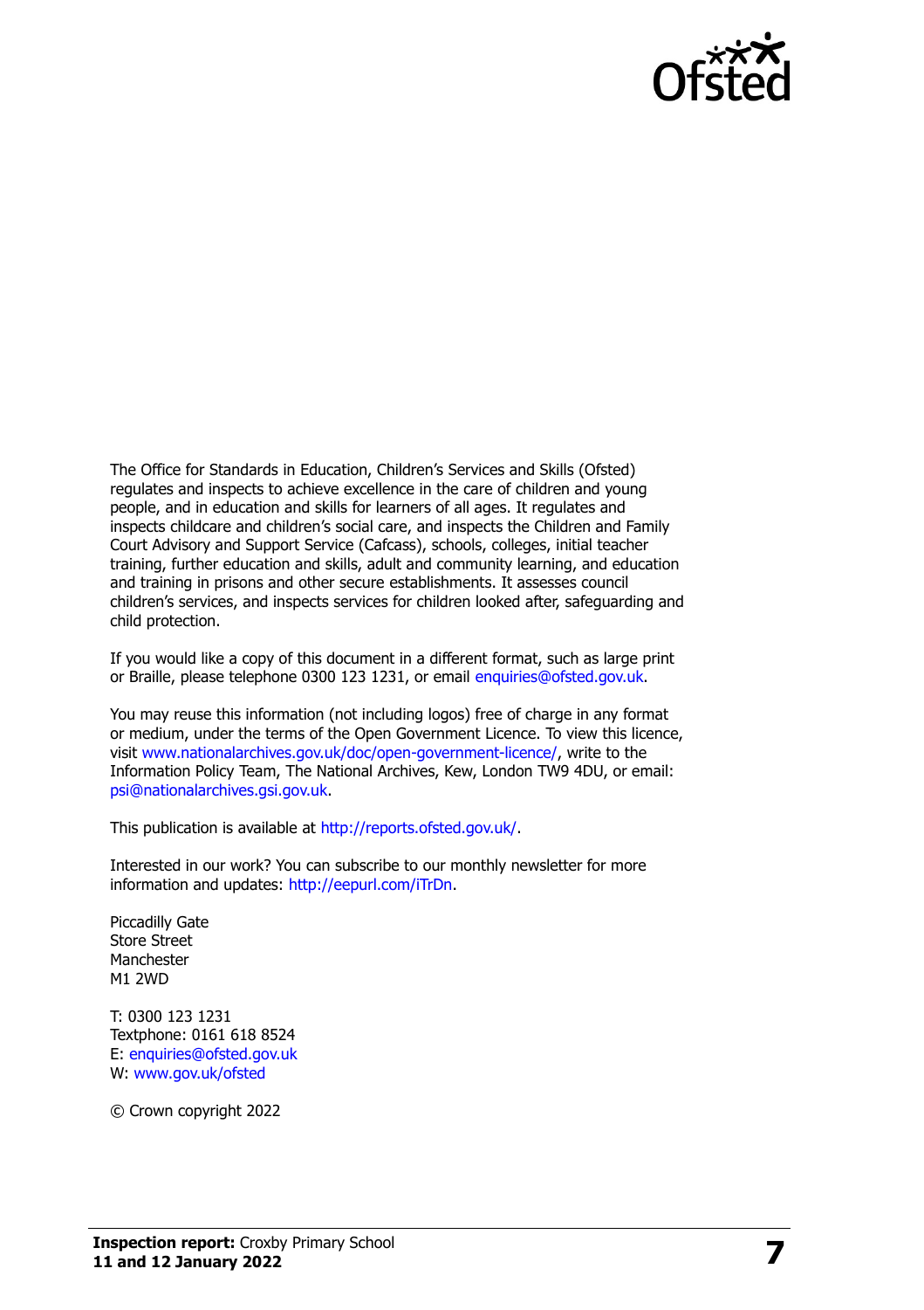The Office for Standards in Education, Children's Services and Skills (Ofsted) regulates and inspects to achieve excellence in the care of children and young people, and in education and skills for learners of all ages. It regulates and inspects childcare and children's social care, and inspects the Children and Family Court Advisory and Support Service (Cafcass), schools, colleges, initial teacher training, further education and skills, adult and community learning, and education and training in prisons and other secure establishments. It assesses council children's services, and inspects services for children looked after, safeguarding and child protection.

If you would like a copy of this document in a different format, such as large print or Braille, please telephone 0300 123 1231, or email enquiries@ofsted.gov.uk.

You may reuse this information (not including logos) free of charge in any format or medium, under the terms of the Open Government Licence. To view this licence, visit www.nationalarchives.gov.uk/doc/open-government-licence/, write to the Information Policy Team, The National Archives, Kew, London TW9 4DU, or email: psi@nationalarchives.gsi.gov.uk.

This publication is available at http://reports.ofsted.gov.uk/.

Interested in our work? You can subscribe to our monthly newsletter for more information and updates: http://eepurl.com/iTrDn.

Piccadilly Gate
Store Street
Manchester
M1 2WD

T: 0300 123 1231
Textphone: 0161 618 8524
E: enquiries@ofsted.gov.uk
W: www.gov.uk/ofsted

© Crown copyright 2022